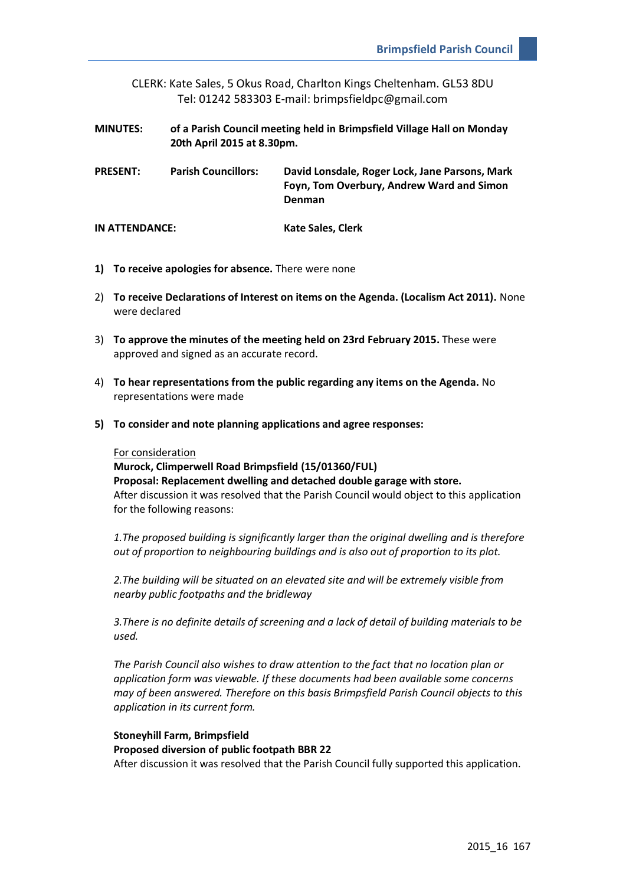CLERK: Kate Sales, 5 Okus Road, Charlton Kings Cheltenham. GL53 8DU
Tel: 01242 583303 E-mail: brimpsfieldpc@gmail.com

**MINUTES:** **of a Parish Council meeting held in Brimpsfield Village Hall on Monday 20th April 2015 at 8.30pm.**

**PRESENT:** **Parish Councillors:** **David Lonsdale, Roger Lock, Jane Parsons, Mark Foyn, Tom Overbury, Andrew Ward and Simon Denman**

**IN ATTENDANCE:** **Kate Sales, Clerk**

1) **To receive apologies for absence.** There were none

2) **To receive Declarations of Interest on items on the Agenda. (Localism Act 2011).** None were declared

3) **To approve the minutes of the meeting held on 23rd February 2015.** These were approved and signed as an accurate record.

4) **To hear representations from the public regarding any items on the Agenda.** No representations were made

5) **To consider and note planning applications and agree responses:**

For consideration

**Murock, Climperwell Road Brimpsfield (15/01360/FUL)**
**Proposal: Replacement dwelling and detached double garage with store.**
After discussion it was resolved that the Parish Council would object to this application for the following reasons:

*1.The proposed building is significantly larger than the original dwelling and is therefore out of proportion to neighbouring buildings and is also out of proportion to its plot.*

*2.The building will be situated on an elevated site and will be extremely visible from nearby public footpaths and the bridleway*

*3.There is no definite details of screening and a lack of detail of building materials to be used.*

*The Parish Council also wishes to draw attention to the fact that no location plan or application form was viewable. If these documents had been available some concerns may of been answered. Therefore on this basis Brimpsfield Parish Council objects to this application in its current form.*

**Stoneyhill Farm, Brimpsfield**
**Proposed diversion of public footpath BBR 22**
After discussion it was resolved that the Parish Council fully supported this application.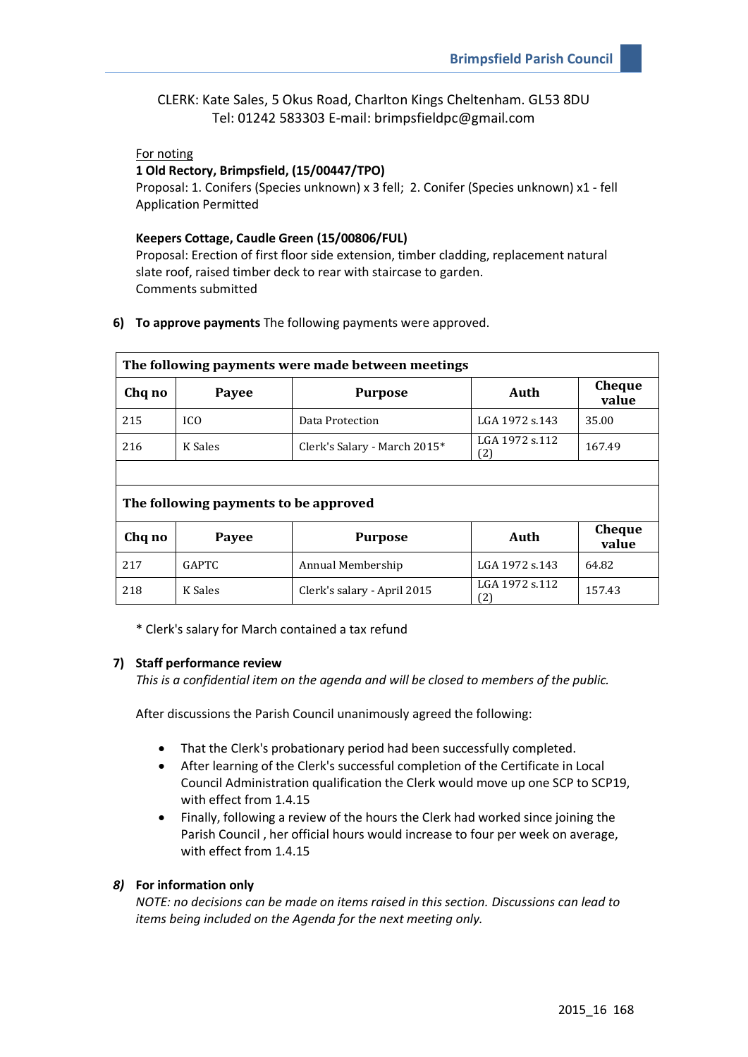CLERK: Kate Sales, 5 Okus Road, Charlton Kings Cheltenham. GL53 8DU
Tel: 01242 583303 E-mail: brimpsfieldpc@gmail.com

For noting

**1 Old Rectory, Brimpsfield, (15/00447/TPO)**
Proposal: 1. Conifers (Species unknown) x 3 fell; 2. Conifer (Species unknown) x1 - fell
Application Permitted

**Keepers Cottage, Caudle Green (15/00806/FUL)**
Proposal: Erection of first floor side extension, timber cladding, replacement natural slate roof, raised timber deck to rear with staircase to garden.
Comments submitted

**6) To approve payments** The following payments were approved.

| **The following payments were made between meetings** | | | | |
|---|---|---|---|---|
| **Chq no** | **Payee** | **Purpose** | **Auth** | **Cheque value** |
| 215 | ICO | Data Protection | LGA 1972 s.143 | 35.00 |
| 216 | K Sales | Clerk's Salary - March 2015* | LGA 1972 s.112 (2) | 167.49 |
| | | | | |
| **The following payments to be approved** | | | | |
| **Chq no** | **Payee** | **Purpose** | **Auth** | **Cheque value** |
| 217 | GAPTC | Annual Membership | LGA 1972 s.143 | 64.82 |
| 218 | K Sales | Clerk's salary - April 2015 | LGA 1972 s.112 (2) | 157.43 |

* Clerk's salary for March contained a tax refund

**7) Staff performance review**

*This is a confidential item on the agenda and will be closed to members of the public.*

After discussions the Parish Council unanimously agreed the following:

- That the Clerk's probationary period had been successfully completed.
- After learning of the Clerk's successful completion of the Certificate in Local Council Administration qualification the Clerk would move up one SCP to SCP19, with effect from 1.4.15
- Finally, following a review of the hours the Clerk had worked since joining the Parish Council , her official hours would increase to four per week on average, with effect from 1.4.15

***8)*** **For information only**

*NOTE: no decisions can be made on items raised in this section. Discussions can lead to items being included on the Agenda for the next meeting only.*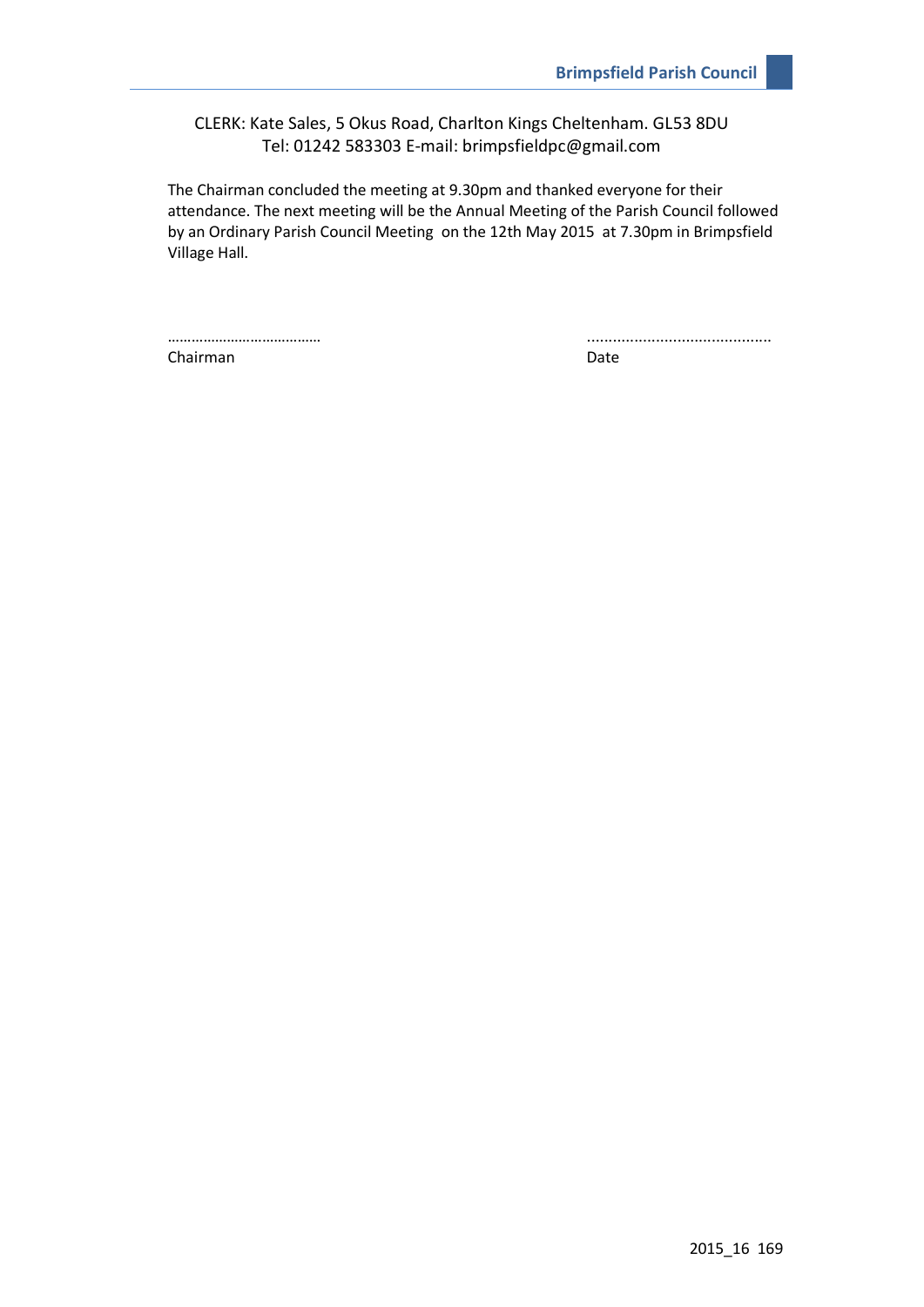CLERK: Kate Sales, 5 Okus Road, Charlton Kings Cheltenham. GL53 8DU
Tel: 01242 583303 E-mail: brimpsfieldpc@gmail.com

The Chairman concluded the meeting at 9.30pm and thanked everyone for their attendance. The next meeting will be the Annual Meeting of the Parish Council followed by an Ordinary Parish Council Meeting on the 12th May 2015 at 7.30pm in Brimpsfield Village Hall.

……………………………… ...........................................
Chairman Date